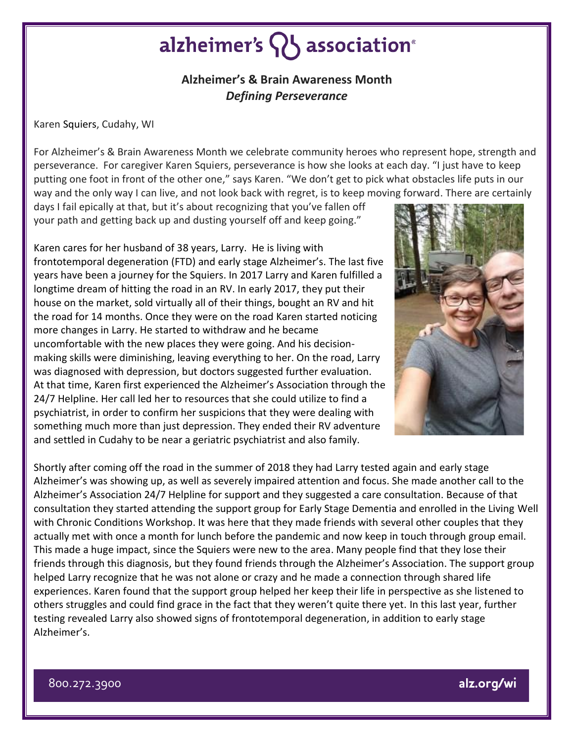# alzheimer's association

## Alzheimer's & Brain Awareness Month
### *Defining Perseverance*

Karen Squiers, Cudahy, WI

For Alzheimer's & Brain Awareness Month we celebrate community heroes who represent hope, strength and perseverance. For caregiver Karen Squiers, perseverance is how she looks at each day. "I just have to keep putting one foot in front of the other one," says Karen. "We don't get to pick what obstacles life puts in our way and the only way I can live, and not look back with regret, is to keep moving forward. There are certainly days I fail epically at that, but it's about recognizing that you've fallen off your path and getting back up and dusting yourself off and keep going."

Karen cares for her husband of 38 years, Larry. He is living with frontotemporal degeneration (FTD) and early stage Alzheimer's. The last five years have been a journey for the Squiers. In 2017 Larry and Karen fulfilled a longtime dream of hitting the road in an RV. In early 2017, they put their house on the market, sold virtually all of their things, bought an RV and hit the road for 14 months. Once they were on the road Karen started noticing more changes in Larry. He started to withdraw and he became uncomfortable with the new places they were going. And his decision-making skills were diminishing, leaving everything to her. On the road, Larry was diagnosed with depression, but doctors suggested further evaluation. At that time, Karen first experienced the Alzheimer's Association through the 24/7 Helpline. Her call led her to resources that she could utilize to find a psychiatrist, in order to confirm her suspicions that they were dealing with something much more than just depression. They ended their RV adventure and settled in Cudahy to be near a geriatric psychiatrist and also family.

Shortly after coming off the road in the summer of 2018 they had Larry tested again and early stage Alzheimer's was showing up, as well as severely impaired attention and focus. She made another call to the Alzheimer's Association 24/7 Helpline for support and they suggested a care consultation. Because of that consultation they started attending the support group for Early Stage Dementia and enrolled in the Living Well with Chronic Conditions Workshop. It was here that they made friends with several other couples that they actually met with once a month for lunch before the pandemic and now keep in touch through group email. This made a huge impact, since the Squiers were new to the area. Many people find that they lose their friends through this diagnosis, but they found friends through the Alzheimer's Association. The support group helped Larry recognize that he was not alone or crazy and he made a connection through shared life experiences. Karen found that the support group helped her keep their life in perspective as she listened to others struggles and could find grace in the fact that they weren't quite there yet. In this last year, further testing revealed Larry also showed signs of frontotemporal degeneration, in addition to early stage Alzheimer's.

800.272.3900 alz.org/wi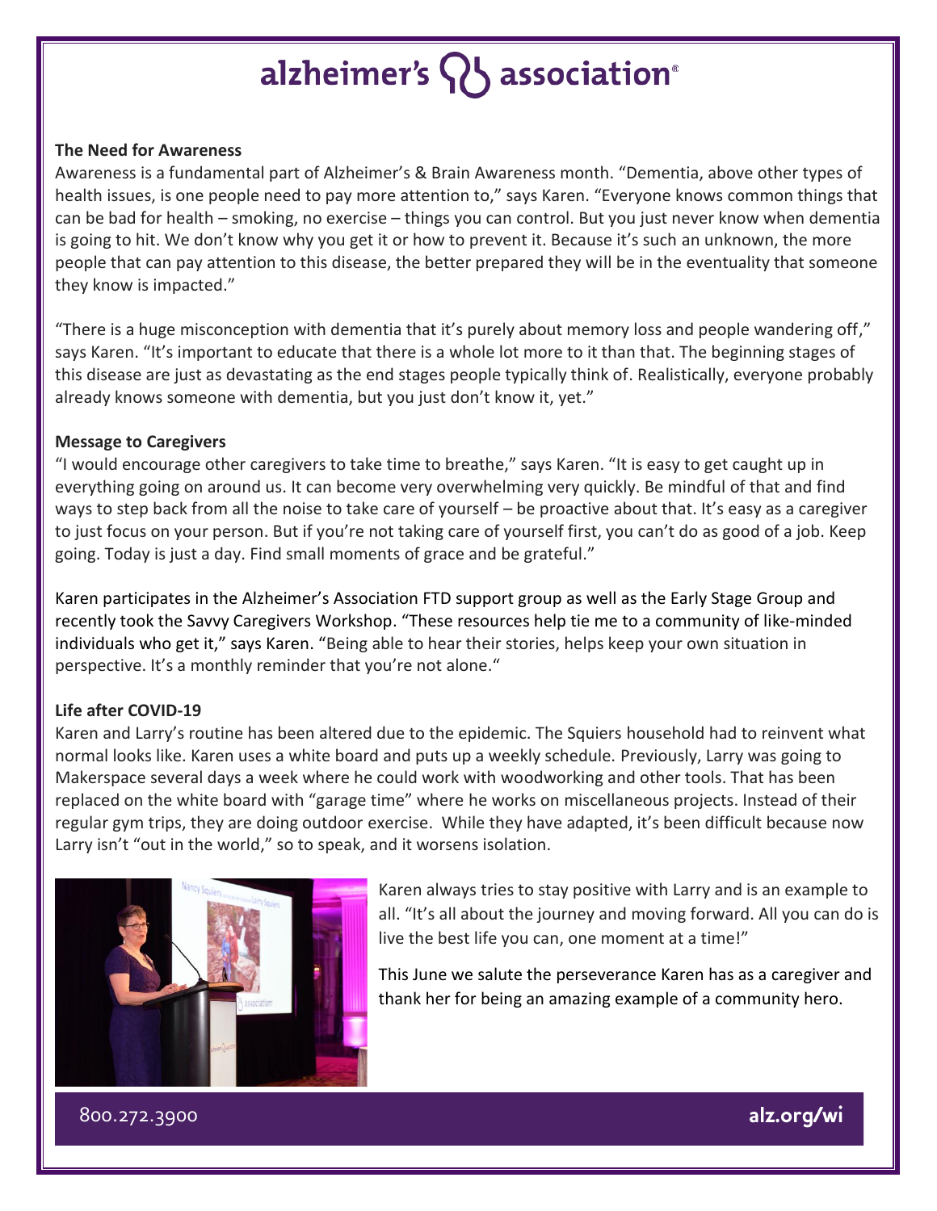# alzheimer's association

**The Need for Awareness**

Awareness is a fundamental part of Alzheimer's & Brain Awareness month. "Dementia, above other types of health issues, is one people need to pay more attention to," says Karen. "Everyone knows common things that can be bad for health – smoking, no exercise – things you can control. But you just never know when dementia is going to hit. We don't know why you get it or how to prevent it. Because it's such an unknown, the more people that can pay attention to this disease, the better prepared they will be in the eventuality that someone they know is impacted."

"There is a huge misconception with dementia that it's purely about memory loss and people wandering off," says Karen. "It's important to educate that there is a whole lot more to it than that. The beginning stages of this disease are just as devastating as the end stages people typically think of. Realistically, everyone probably already knows someone with dementia, but you just don't know it, yet."

**Message to Caregivers**

"I would encourage other caregivers to take time to breathe," says Karen. "It is easy to get caught up in everything going on around us. It can become very overwhelming very quickly. Be mindful of that and find ways to step back from all the noise to take care of yourself – be proactive about that. It's easy as a caregiver to just focus on your person. But if you're not taking care of yourself first, you can't do as good of a job. Keep going. Today is just a day. Find small moments of grace and be grateful."

Karen participates in the Alzheimer's Association FTD support group as well as the Early Stage Group and recently took the Savvy Caregivers Workshop. "These resources help tie me to a community of like-minded individuals who get it," says Karen. "Being able to hear their stories, helps keep your own situation in perspective. It's a monthly reminder that you're not alone."

**Life after COVID-19**

Karen and Larry's routine has been altered due to the epidemic. The Squiers household had to reinvent what normal looks like. Karen uses a white board and puts up a weekly schedule. Previously, Larry was going to Makerspace several days a week where he could work with woodworking and other tools. That has been replaced on the white board with "garage time" where he works on miscellaneous projects. Instead of their regular gym trips, they are doing outdoor exercise. While they have adapted, it's been difficult because now Larry isn't "out in the world," so to speak, and it worsens isolation.

Karen always tries to stay positive with Larry and is an example to all. "It's all about the journey and moving forward. All you can do is live the best life you can, one moment at a time!"

This June we salute the perseverance Karen has as a caregiver and thank her for being an amazing example of a community hero.

800.272.3900 alz.org/wi